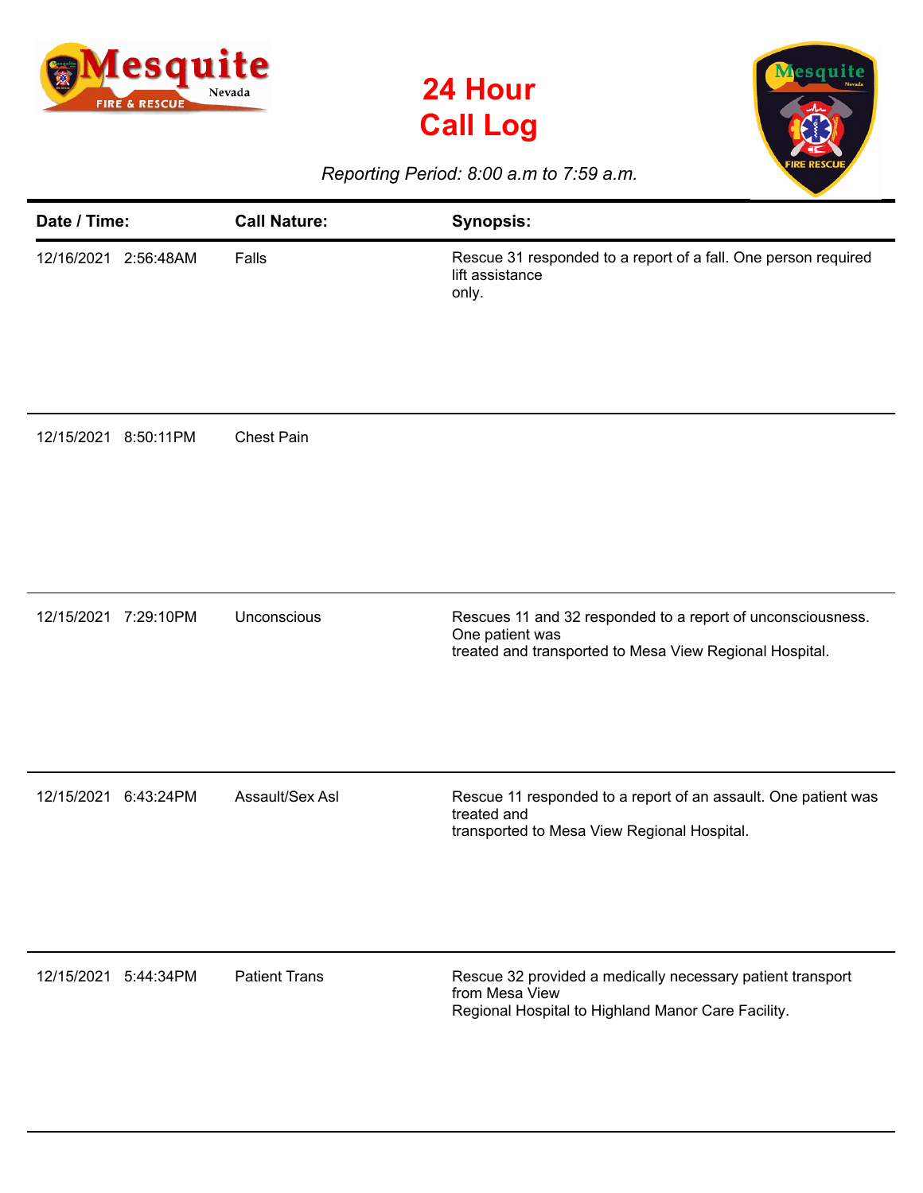# 24 Hour Call Log

*Reporting Period: 8:00 a.m to 7:59 a.m.*

| Date / Time: | Call Nature: | Synopsis: |
|---|---|---|
| 12/16/2021 2:56:48AM | Falls | Rescue 31 responded to a report of a fall. One person required lift assistance only. |
| 12/15/2021 8:50:11PM | Chest Pain | |
| 12/15/2021 7:29:10PM | Unconscious | Rescues 11 and 32 responded to a report of unconsciousness. One patient was treated and transported to Mesa View Regional Hospital. |
| 12/15/2021 6:43:24PM | Assault/Sex Asl | Rescue 11 responded to a report of an assault. One patient was treated and transported to Mesa View Regional Hospital. |
| 12/15/2021 5:44:34PM | Patient Trans | Rescue 32 provided a medically necessary patient transport from Mesa View Regional Hospital to Highland Manor Care Facility. |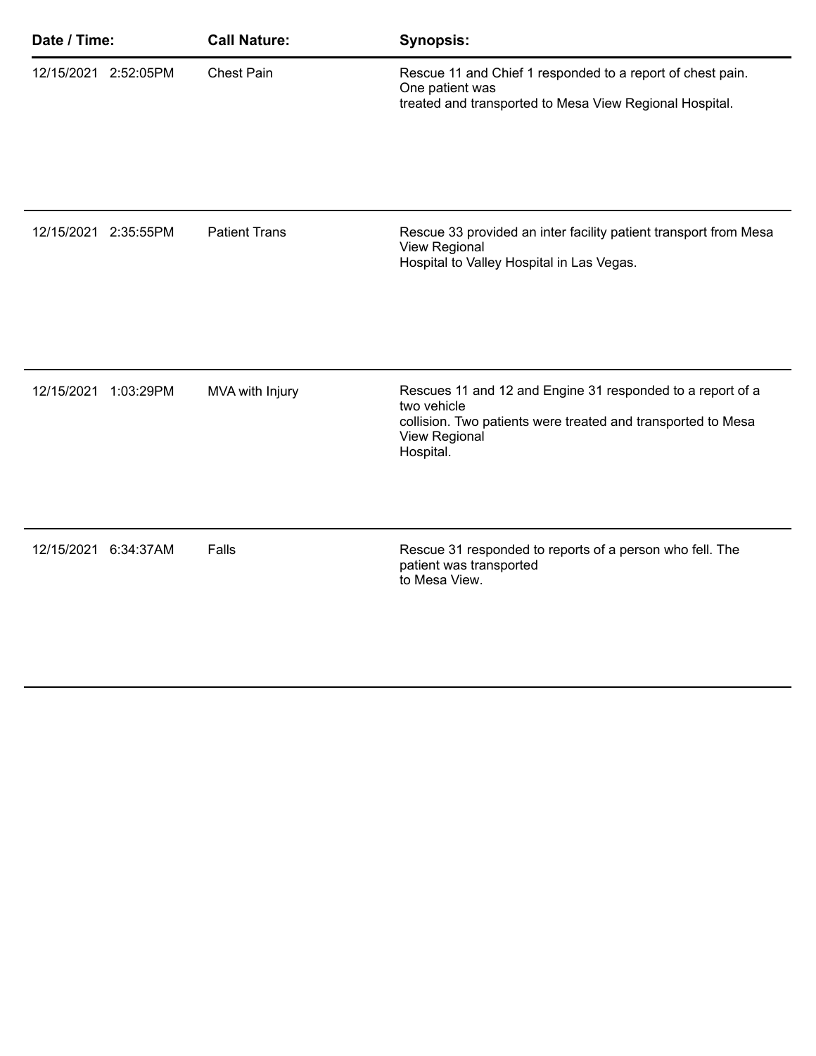| Date / Time: | Call Nature: | Synopsis: |
| --- | --- | --- |
| 12/15/2021 2:52:05PM | Chest Pain | Rescue 11 and Chief 1 responded to a report of chest pain. One patient was treated and transported to Mesa View Regional Hospital. |
| 12/15/2021 2:35:55PM | Patient Trans | Rescue 33 provided an inter facility patient transport from Mesa View Regional Hospital to Valley Hospital in Las Vegas. |
| 12/15/2021 1:03:29PM | MVA with Injury | Rescues 11 and 12 and Engine 31 responded to a report of a two vehicle collision. Two patients were treated and transported to Mesa View Regional Hospital. |
| 12/15/2021 6:34:37AM | Falls | Rescue 31 responded to reports of a person who fell. The patient was transported to Mesa View. |